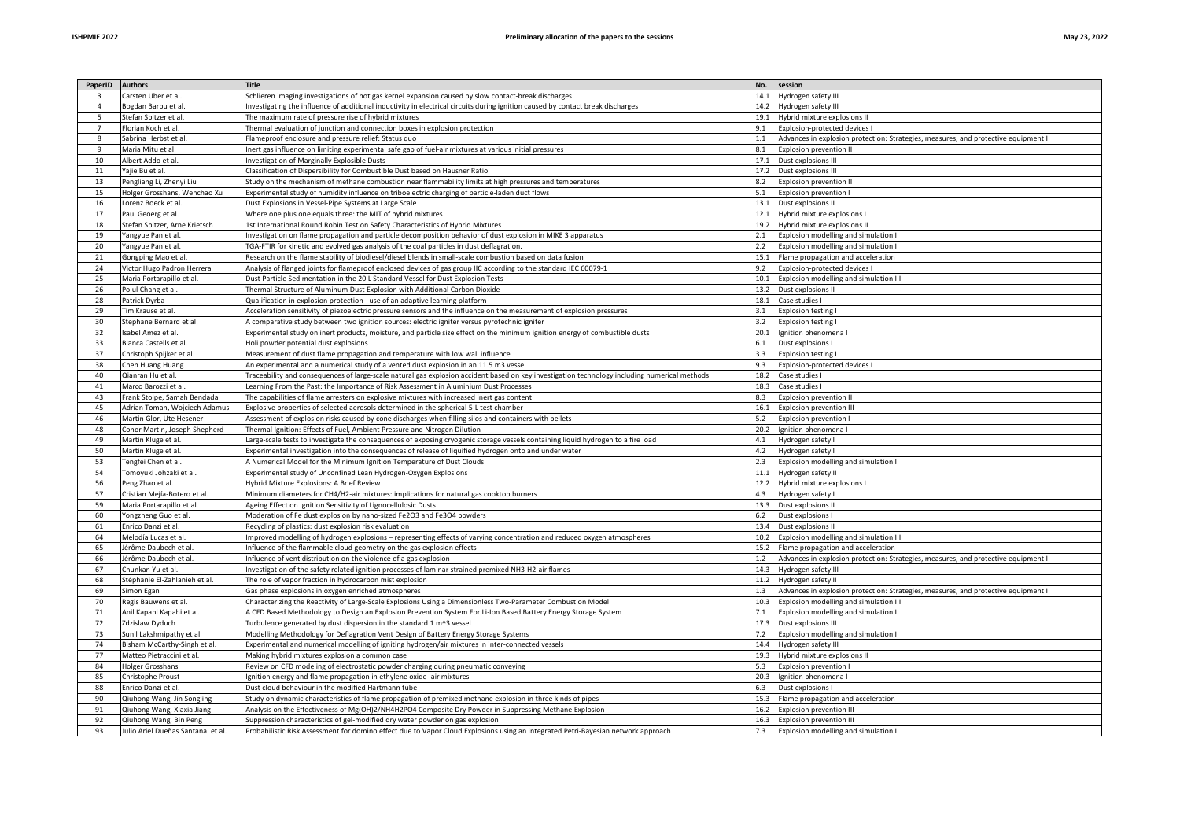| PaperID | Authors | Title | No. | session |
|---|---|---|---|---|
| 3 | Carsten Uber et al. | Schlieren imaging investigations of hot gas kernel expansion caused by slow contact-break discharges | 14.1 | Hydrogen safety III |
| 4 | Bogdan Barbu et al. | Investigating the influence of additional inductivity in electrical circuits during ignition caused by contact break discharges | 14.2 | Hydrogen safety III |
| 5 | Stefan Spitzer et al. | The maximum rate of pressure rise of hybrid mixtures | 19.1 | Hybrid mixture explosions II |
| 7 | Florian Koch et al. | Thermal evaluation of junction and connection boxes in explosion protection | 9.1 | Explosion-protected devices I |
| 8 | Sabrina Herbst et al. | Flameproof enclosure and pressure relief: Status quo | 1.1 | Advances in explosion protection: Strategies, measures, and protective equipment I |
| 9 | Maria Mitu et al. | Inert gas influence on limiting experimental safe gap of fuel-air mixtures at various initial pressures | 8.1 | Explosion prevention II |
| 10 | Albert Addo et al. | Investigation of Marginally Explosible Dusts | 17.1 | Dust explosions III |
| 11 | Yajie Bu et al. | Classification of Dispersibility for Combustible Dust based on Hausner Ratio | 17.2 | Dust explosions III |
| 13 | Pengliang Li, Zhenyi Liu | Study on the mechanism of methane combustion near flammability limits at high pressures and temperatures | 8.2 | Explosion prevention II |
| 15 | Holger Grosshans, Wenchao Xu | Experimental study of humidity influence on triboelectric charging of particle-laden duct flows | 5.1 | Explosion prevention I |
| 16 | Lorenz Boeck et al. | Dust Explosions in Vessel-Pipe Systems at Large Scale | 13.1 | Dust explosions II |
| 17 | Paul Geoerg et al. | Where one plus one equals three: the MIT of hybrid mixtures | 12.1 | Hybrid mixture explosions I |
| 18 | Stefan Spitzer, Arne Krietsch | 1st International Round Robin Test on Safety Characteristics of Hybrid Mixtures | 19.2 | Hybrid mixture explosions II |
| 19 | Yangyue Pan et al. | Investigation on flame propagation and particle decomposition behavior of dust explosion in MIKE 3 apparatus | 2.1 | Explosion modelling and simulation I |
| 20 | Yangyue Pan et al. | TGA-FTIR for kinetic and evolved gas analysis of the coal particles in dust deflagration. | 2.2 | Explosion modelling and simulation I |
| 21 | Gongping Mao et al. | Research on the flame stability of biodiesel/diesel blends in small-scale combustion based on data fusion | 15.1 | Flame propagation and acceleration I |
| 24 | Victor Hugo Padron Herrera | Analysis of flanged joints for flameproof enclosed devices of gas group IIC according to the standard IEC 60079-1 | 9.2 | Explosion-protected devices I |
| 25 | Maria Portarapillo et al. | Dust Particle Sedimentation in the 20 L Standard Vessel for Dust Explosion Tests | 10.1 | Explosion modelling and simulation III |
| 26 | Pojul Chang et al. | Thermal Structure of Aluminum Dust Explosion with Additional Carbon Dioxide | 13.2 | Dust explosions II |
| 28 | Patrick Dyrba | Qualification in explosion protection - use of an adaptive learning platform | 18.1 | Case studies I |
| 29 | Tim Krause et al. | Acceleration sensitivity of piezoelectric pressure sensors and the influence on the measurement of explosion pressures | 3.1 | Explosion testing I |
| 30 | Stephane Bernard et al. | A comparative study between two ignition sources: electric igniter versus pyrotechnic igniter | 3.2 | Explosion testing I |
| 32 | Isabel Amez et al. | Experimental study on inert products, moisture, and particle size effect on the minimum ignition energy of combustible dusts | 20.1 | Ignition phenomena I |
| 33 | Blanca Castells et al. | Holi powder potential dust explosions | 6.1 | Dust explosions I |
| 37 | Christoph Spijker et al. | Measurement of dust flame propagation and temperature with low wall influence | 3.3 | Explosion testing I |
| 38 | Chen Huang Huang | An experimental and a numerical study of a vented dust explosion in an 11.5 m3 vessel | 9.3 | Explosion-protected devices I |
| 40 | Qianran Hu et al. | Traceability and consequences of large-scale natural gas explosion accident based on key investigation technology including numerical methods | 18.2 | Case studies I |
| 41 | Marco Barozzi et al. | Learning From the Past: the Importance of Risk Assessment in Aluminium Dust Processes | 18.3 | Case studies I |
| 43 | Frank Stolpe, Samah Bendada | The capabilities of flame arresters on explosive mixtures with increased inert gas content | 8.3 | Explosion prevention II |
| 45 | Adrian Toman, Wojciech Adamus | Explosive properties of selected aerosols determined in the spherical 5-L test chamber | 16.1 | Explosion prevention III |
| 46 | Martin Glor, Ute Hesener | Assessment of explosion risks caused by cone discharges when filling silos and containers with pellets | 5.2 | Explosion prevention I |
| 48 | Conor Martin, Joseph Shepherd | Thermal Ignition: Effects of Fuel, Ambient Pressure and Nitrogen Dilution | 20.2 | Ignition phenomena I |
| 49 | Martin Kluge et al. | Large-scale tests to investigate the consequences of exposing cryogenic storage vessels containing liquid hydrogen to a fire load | 4.1 | Hydrogen safety I |
| 50 | Martin Kluge et al. | Experimental investigation into the consequences of release of liquified hydrogen onto and under water | 4.2 | Hydrogen safety I |
| 53 | Tengfei Chen et al. | A Numerical Model for the Minimum Ignition Temperature of Dust Clouds | 2.3 | Explosion modelling and simulation I |
| 54 | Tomoyuki Johzaki et al. | Experimental study of Unconfined Lean Hydrogen-Oxygen Explosions | 11.1 | Hydrogen safety II |
| 56 | Peng Zhao et al. | Hybrid Mixture Explosions: A Brief Review | 12.2 | Hybrid mixture explosions I |
| 57 | Cristian Mejía-Botero et al. | Minimum diameters for CH4/H2-air mixtures: implications for natural gas cooktop burners | 4.3 | Hydrogen safety I |
| 59 | Maria Portarapillo et al. | Ageing Effect on Ignition Sensitivity of Lignocellulosic Dusts | 13.3 | Dust explosions II |
| 60 | Yongzheng Guo et al. | Moderation of Fe dust explosion by nano-sized Fe2O3 and Fe3O4 powders | 6.2 | Dust explosions I |
| 61 | Enrico Danzi et al. | Recycling of plastics: dust explosion risk evaluation | 13.4 | Dust explosions II |
| 64 | Melodía Lucas et al. | Improved modelling of hydrogen explosions – representing effects of varying concentration and reduced oxygen atmospheres | 10.2 | Explosion modelling and simulation III |
| 65 | Jérôme Daubech et al. | Influence of the flammable cloud geometry on the gas explosion effects | 15.2 | Flame propagation and acceleration I |
| 66 | Jérôme Daubech et al. | Influence of vent distribution on the violence of a gas explosion | 1.2 | Advances in explosion protection: Strategies, measures, and protective equipment I |
| 67 | Chunkan Yu et al. | Investigation of the safety related ignition processes of laminar strained premixed NH3-H2-air flames | 14.3 | Hydrogen safety III |
| 68 | Stéphanie El-Zahlanieh et al. | The role of vapor fraction in hydrocarbon mist explosion | 11.2 | Hydrogen safety II |
| 69 | Simon Egan | Gas phase explosions in oxygen enriched atmospheres | 1.3 | Advances in explosion protection: Strategies, measures, and protective equipment I |
| 70 | Regis Bauwens et al. | Characterizing the Reactivity of Large-Scale Explosions Using a Dimensionless Two-Parameter Combustion Model | 10.3 | Explosion modelling and simulation III |
| 71 | Anil Kapahi Kapahi et al. | A CFD Based Methodology to Design an Explosion Prevention System For Li-Ion Based Battery Energy Storage System | 7.1 | Explosion modelling and simulation II |
| 72 | Zdzisław Dyduch | Turbulence generated by dust dispersion in the standard 1 m^3 vessel | 17.3 | Dust explosions III |
| 73 | Sunil Lakshmipathy et al. | Modelling Methodology for Deflagration Vent Design of Battery Energy Storage Systems | 7.2 | Explosion modelling and simulation II |
| 74 | Bisham McCarthy-Singh et al. | Experimental and numerical modelling of igniting hydrogen/air mixtures in inter-connected vessels | 14.4 | Hydrogen safety III |
| 77 | Matteo Pietraccini et al. | Making hybrid mixtures explosion a common case | 19.3 | Hybrid mixture explosions II |
| 84 | Holger Grosshans | Review on CFD modeling of electrostatic powder charging during pneumatic conveying | 5.3 | Explosion prevention I |
| 85 | Christophe Proust | Ignition energy and flame propagation in ethylene oxide- air mixtures | 20.3 | Ignition phenomena I |
| 88 | Enrico Danzi et al. | Dust cloud behaviour in the modified Hartmann tube | 6.3 | Dust explosions I |
| 90 | Qiuhong Wang, Jin Songling | Study on dynamic characteristics of flame propagation of premixed methane explosion in three kinds of pipes | 15.3 | Flame propagation and acceleration I |
| 91 | Qiuhong Wang, Xiaxia Jiang | Analysis on the Effectiveness of Mg(OH)2/NH4H2PO4 Composite Dry Powder in Suppressing Methane Explosion | 16.2 | Explosion prevention III |
| 92 | Qiuhong Wang, Bin Peng | Suppression characteristics of gel-modified dry water powder on gas explosion | 16.3 | Explosion prevention III |
| 93 | Julio Ariel Dueñas Santana et al. | Probabilistic Risk Assessment for domino effect due to Vapor Cloud Explosions using an integrated Petri-Bayesian network approach | 7.3 | Explosion modelling and simulation II |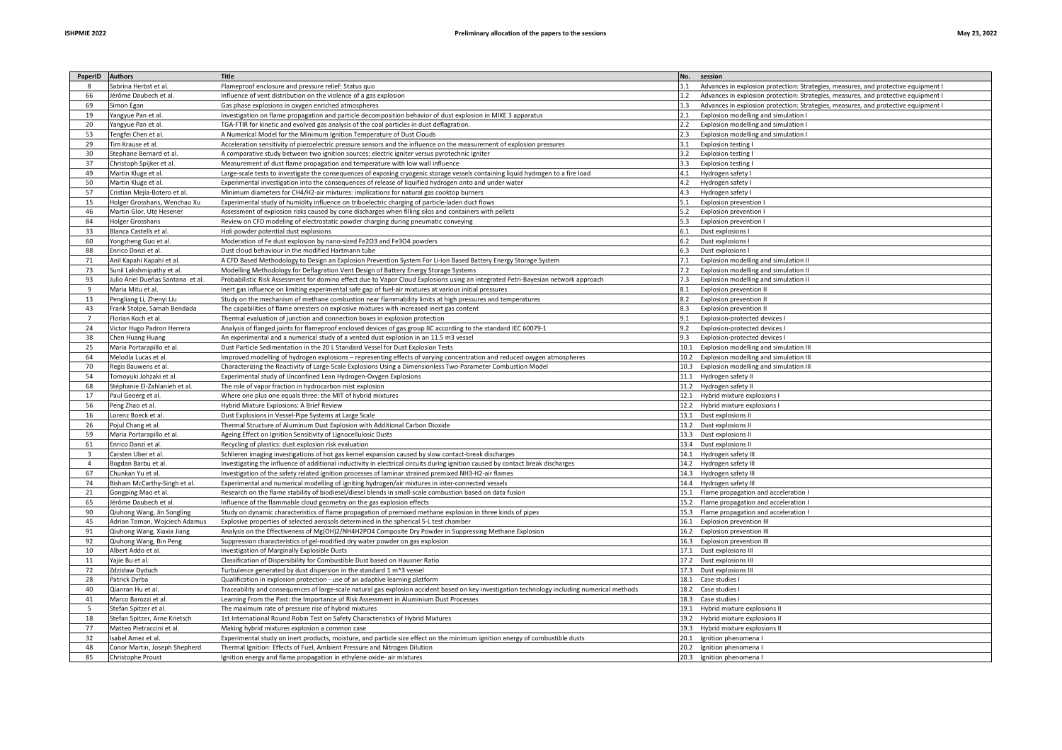| PaperID | Authors | Title | No. | session |
|---|---|---|---|---|
| 8 | Sabrina Herbst et al. | Flameproof enclosure and pressure relief: Status quo | 1.1 | Advances in explosion protection: Strategies, measures, and protective equipment I |
| 66 | Jérôme Daubech et al. | Influence of vent distribution on the violence of a gas explosion | 1.2 | Advances in explosion protection: Strategies, measures, and protective equipment I |
| 69 | Simon Egan | Gas phase explosions in oxygen enriched atmospheres | 1.3 | Advances in explosion protection: Strategies, measures, and protective equipment I |
| 19 | Yangyue Pan et al. | Investigation on flame propagation and particle decomposition behavior of dust explosion in MIKE 3 apparatus | 2.1 | Explosion modelling and simulation I |
| 20 | Yangyue Pan et al. | TGA-FTIR for kinetic and evolved gas analysis of the coal particles in dust deflagration. | 2.2 | Explosion modelling and simulation I |
| 53 | Tengfei Chen et al. | A Numerical Model for the Minimum Ignition Temperature of Dust Clouds | 2.3 | Explosion modelling and simulation I |
| 29 | Tim Krause et al. | Acceleration sensitivity of piezoelectric pressure sensors and the influence on the measurement of explosion pressures | 3.1 | Explosion testing I |
| 30 | Stephane Bernard et al. | A comparative study between two ignition sources: electric igniter versus pyrotechnic igniter | 3.2 | Explosion testing I |
| 37 | Christoph Spijker et al. | Measurement of dust flame propagation and temperature with low wall influence | 3.3 | Explosion testing I |
| 49 | Martin Kluge et al. | Large-scale tests to investigate the consequences of exposing cryogenic storage vessels containing liquid hydrogen to a fire load | 4.1 | Hydrogen safety I |
| 50 | Martin Kluge et al. | Experimental investigation into the consequences of release of liquified hydrogen onto and under water | 4.2 | Hydrogen safety I |
| 57 | Cristian Mejía-Botero et al. | Minimum diameters for CH4/H2-air mixtures: implications for natural gas cooktop burners | 4.3 | Hydrogen safety I |
| 15 | Holger Grosshans, Wenchao Xu | Experimental study of humidity influence on triboelectric charging of particle-laden duct flows | 5.1 | Explosion prevention I |
| 46 | Martin Glor, Ute Hesener | Assessment of explosion risks caused by cone discharges when filling silos and containers with pellets | 5.2 | Explosion prevention I |
| 84 | Holger Grosshans | Review on CFD modeling of electrostatic powder charging during pneumatic conveying | 5.3 | Explosion prevention I |
| 33 | Blanca Castells et al. | Holi powder potential dust explosions | 6.1 | Dust explosions I |
| 60 | Yongzheng Guo et al. | Moderation of Fe dust explosion by nano-sized Fe2O3 and Fe3O4 powders | 6.2 | Dust explosions I |
| 88 | Enrico Danzi et al. | Dust cloud behaviour in the modified Hartmann tube | 6.3 | Dust explosions I |
| 71 | Anil Kapahi Kapahi et al. | A CFD Based Methodology to Design an Explosion Prevention System For Li-Ion Based Battery Energy Storage System | 7.1 | Explosion modelling and simulation II |
| 73 | Sunil Lakshmipathy et al. | Modelling Methodology for Deflagration Vent Design of Battery Energy Storage Systems | 7.2 | Explosion modelling and simulation II |
| 93 | Julio Ariel Dueñas Santana et al. | Probabilistic Risk Assessment for domino effect due to Vapor Cloud Explosions using an integrated Petri-Bayesian network approach | 7.3 | Explosion modelling and simulation II |
| 9 | Maria Mitu et al. | Inert gas influence on limiting experimental safe gap of fuel-air mixtures at various initial pressures | 8.1 | Explosion prevention II |
| 13 | Pengliang Li, Zhenyi Liu | Study on the mechanism of methane combustion near flammability limits at high pressures and temperatures | 8.2 | Explosion prevention II |
| 43 | Frank Stolpe, Samah Bendada | The capabilities of flame arresters on explosive mixtures with increased inert gas content | 8.3 | Explosion prevention II |
| 7 | Florian Koch et al. | Thermal evaluation of junction and connection boxes in explosion protection | 9.1 | Explosion-protected devices I |
| 24 | Victor Hugo Padron Herrera | Analysis of flanged joints for flameproof enclosed devices of gas group IIC according to the standard IEC 60079-1 | 9.2 | Explosion-protected devices I |
| 38 | Chen Huang Huang | An experimental and a numerical study of a vented dust explosion in an 11.5 m3 vessel | 9.3 | Explosion-protected devices I |
| 25 | Maria Portarapillo et al. | Dust Particle Sedimentation in the 20 L Standard Vessel for Dust Explosion Tests | 10.1 | Explosion modelling and simulation III |
| 64 | Melodía Lucas et al. | Improved modelling of hydrogen explosions – representing effects of varying concentration and reduced oxygen atmospheres | 10.2 | Explosion modelling and simulation III |
| 70 | Regis Bauwens et al. | Characterizing the Reactivity of Large-Scale Explosions Using a Dimensionless Two-Parameter Combustion Model | 10.3 | Explosion modelling and simulation III |
| 54 | Tomoyuki Johzaki et al. | Experimental study of Unconfined Lean Hydrogen-Oxygen Explosions | 11.1 | Hydrogen safety II |
| 68 | Stéphanie El-Zahlanieh et al. | The role of vapor fraction in hydrocarbon mist explosion | 11.2 | Hydrogen safety II |
| 17 | Paul Geoerg et al. | Where one plus one equals three: the MIT of hybrid mixtures | 12.1 | Hybrid mixture explosions I |
| 56 | Peng Zhao et al. | Hybrid Mixture Explosions: A Brief Review | 12.2 | Hybrid mixture explosions I |
| 16 | Lorenz Boeck et al. | Dust Explosions in Vessel-Pipe Systems at Large Scale | 13.1 | Dust explosions II |
| 26 | Pojul Chang et al. | Thermal Structure of Aluminum Dust Explosion with Additional Carbon Dioxide | 13.2 | Dust explosions II |
| 59 | Maria Portarapillo et al. | Ageing Effect on Ignition Sensitivity of Lignocellulosic Dusts | 13.3 | Dust explosions II |
| 61 | Enrico Danzi et al. | Recycling of plastics: dust explosion risk evaluation | 13.4 | Dust explosions II |
| 3 | Carsten Uber et al. | Schlieren imaging investigations of hot gas kernel expansion caused by slow contact-break discharges | 14.1 | Hydrogen safety III |
| 4 | Bogdan Barbu et al. | Investigating the influence of additional inductivity in electrical circuits during ignition caused by contact break discharges | 14.2 | Hydrogen safety III |
| 67 | Chunkan Yu et al. | Investigation of the safety related ignition processes of laminar strained premixed NH3-H2-air flames | 14.3 | Hydrogen safety III |
| 74 | Bisham McCarthy-Singh et al. | Experimental and numerical modelling of igniting hydrogen/air mixtures in inter-connected vessels | 14.4 | Hydrogen safety III |
| 21 | Gongping Mao et al. | Research on the flame stability of biodiesel/diesel blends in small-scale combustion based on data fusion | 15.1 | Flame propagation and acceleration I |
| 65 | Jérôme Daubech et al. | Influence of the flammable cloud geometry on the gas explosion effects | 15.2 | Flame propagation and acceleration I |
| 90 | Qiuhong Wang, Jin Songling | Study on dynamic characteristics of flame propagation of premixed methane explosion in three kinds of pipes | 15.3 | Flame propagation and acceleration I |
| 45 | Adrian Toman, Wojciech Adamus | Explosive properties of selected aerosols determined in the spherical 5-L test chamber | 16.1 | Explosion prevention III |
| 91 | Qiuhong Wang, Xiaxia Jiang | Analysis on the Effectiveness of Mg(OH)2/NH4H2PO4 Composite Dry Powder in Suppressing Methane Explosion | 16.2 | Explosion prevention III |
| 92 | Qiuhong Wang, Bin Peng | Suppression characteristics of gel-modified dry water powder on gas explosion | 16.3 | Explosion prevention III |
| 10 | Albert Addo et al. | Investigation of Marginally Explosible Dusts | 17.1 | Dust explosions III |
| 11 | Yajie Bu et al. | Classification of Dispersibility for Combustible Dust based on Hausner Ratio | 17.2 | Dust explosions III |
| 72 | Zdzisław Dyduch | Turbulence generated by dust dispersion in the standard 1 m^3 vessel | 17.3 | Dust explosions III |
| 28 | Patrick Dyrba | Qualification in explosion protection - use of an adaptive learning platform | 18.1 | Case studies I |
| 40 | Qianran Hu et al. | Traceability and consequences of large-scale natural gas explosion accident based on key investigation technology including numerical methods | 18.2 | Case studies I |
| 41 | Marco Barozzi et al. | Learning From the Past: the Importance of Risk Assessment in Aluminium Dust Processes | 18.3 | Case studies I |
| 5 | Stefan Spitzer et al. | The maximum rate of pressure rise of hybrid mixtures | 19.1 | Hybrid mixture explosions II |
| 18 | Stefan Spitzer, Arne Krietsch | 1st International Round Robin Test on Safety Characteristics of Hybrid Mixtures | 19.2 | Hybrid mixture explosions II |
| 77 | Matteo Pietraccini et al. | Making hybrid mixtures explosion a common case | 19.3 | Hybrid mixture explosions II |
| 32 | Isabel Amez et al. | Experimental study on inert products, moisture, and particle size effect on the minimum ignition energy of combustible dusts | 20.1 | Ignition phenomena I |
| 48 | Conor Martin, Joseph Shepherd | Thermal Ignition: Effects of Fuel, Ambient Pressure and Nitrogen Dilution | 20.2 | Ignition phenomena I |
| 85 | Christophe Proust | Ignition energy and flame propagation in ethylene oxide- air mixtures | 20.3 | Ignition phenomena I |